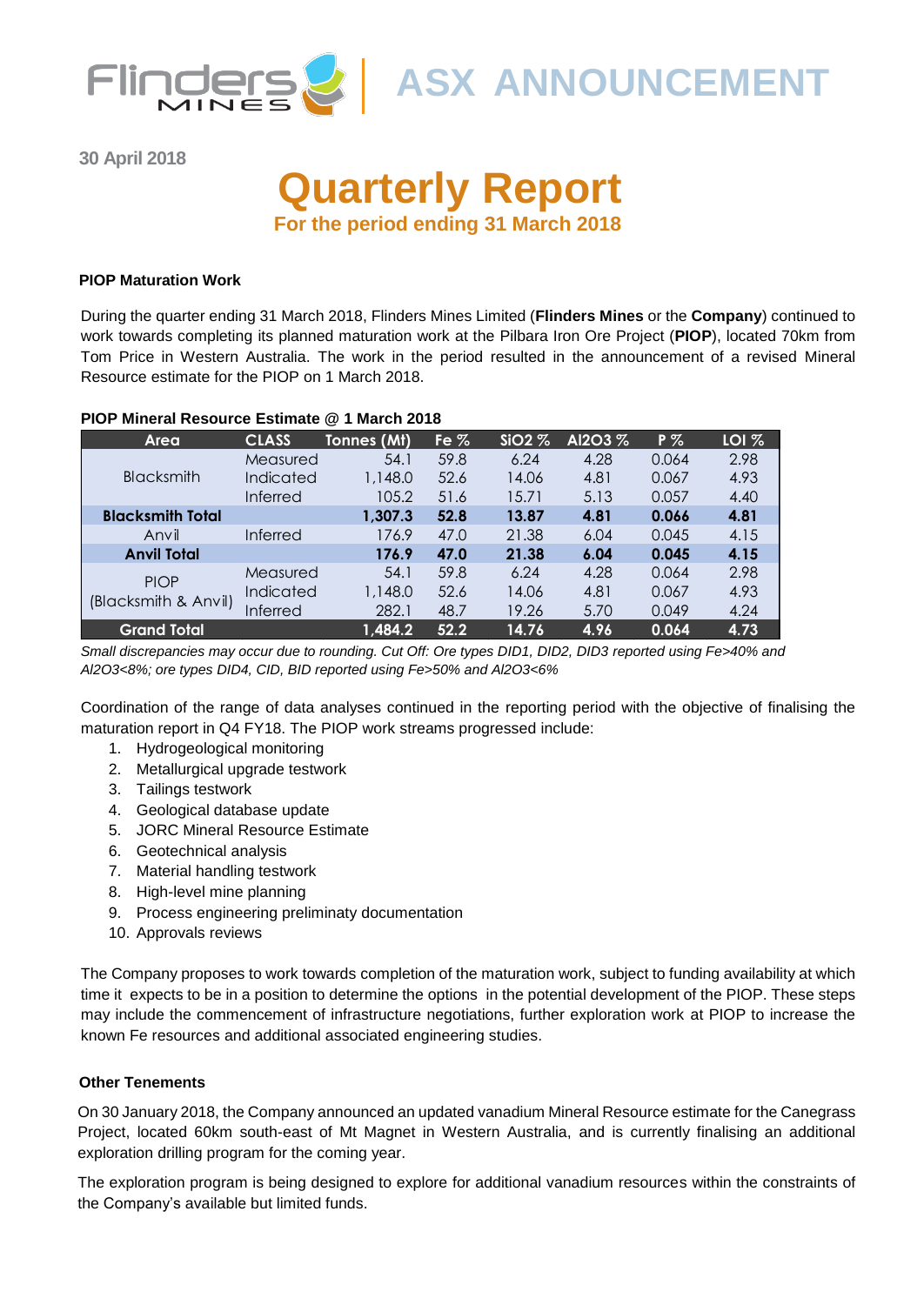Flinders MINES | ASX ANNOUNCEMENT

30 April 2018

# Quarterly Report

## For the period ending 31 March 2018

### PIOP Maturation Work

During the quarter ending 31 March 2018, Flinders Mines Limited (**Flinders Mines** or the **Company**) continued to work towards completing its planned maturation work at the Pilbara Iron Ore Project (**PIOP**), located 70km from Tom Price in Western Australia. The work in the period resulted in the announcement of a revised Mineral Resource estimate for the PIOP on 1 March 2018.

**PIOP Mineral Resource Estimate @ 1 March 2018**

| Area | CLASS | Tonnes (Mt) | Fe % | SiO2 % | Al2O3 % | P % | LOI % |
|---|---|---|---|---|---|---|---|
| Blacksmith | Measured | 54.1 | 59.8 | 6.24 | 4.28 | 0.064 | 2.98 |
| | Indicated | 1,148.0 | 52.6 | 14.06 | 4.81 | 0.067 | 4.93 |
| | Inferred | 105.2 | 51.6 | 15.71 | 5.13 | 0.057 | 4.40 |
| **Blacksmith Total** | | **1,307.3** | **52.8** | **13.87** | **4.81** | **0.066** | **4.81** |
| Anvil | Inferred | 176.9 | 47.0 | 21.38 | 6.04 | 0.045 | 4.15 |
| **Anvil Total** | | **176.9** | **47.0** | **21.38** | **6.04** | **0.045** | **4.15** |
| PIOP (Blacksmith & Anvil) | Measured | 54.1 | 59.8 | 6.24 | 4.28 | 0.064 | 2.98 |
| | Indicated | 1,148.0 | 52.6 | 14.06 | 4.81 | 0.067 | 4.93 |
| | Inferred | 282.1 | 48.7 | 19.26 | 5.70 | 0.049 | 4.24 |
| **Grand Total** | | **1,484.2** | **52.2** | **14.76** | **4.96** | **0.064** | **4.73** |

*Small discrepancies may occur due to rounding. Cut Off: Ore types DID1, DID2, DID3 reported using Fe>40% and Al2O3<8%; ore types DID4, CID, BID reported using Fe>50% and Al2O3<6%*

Coordination of the range of data analyses continued in the reporting period with the objective of finalising the maturation report in Q4 FY18. The PIOP work streams progressed include:

1. Hydrogeological monitoring
2. Metallurgical upgrade testwork
3. Tailings testwork
4. Geological database update
5. JORC Mineral Resource Estimate
6. Geotechnical analysis
7. Material handling testwork
8. High-level mine planning
9. Process engineering preliminaty documentation
10. Approvals reviews

The Company proposes to work towards completion of the maturation work, subject to funding availability at which time it expects to be in a position to determine the options in the potential development of the PIOP. These steps may include the commencement of infrastructure negotiations, further exploration work at PIOP to increase the known Fe resources and additional associated engineering studies.

### Other Tenements

On 30 January 2018, the Company announced an updated vanadium Mineral Resource estimate for the Canegrass Project, located 60km south-east of Mt Magnet in Western Australia, and is currently finalising an additional exploration drilling program for the coming year.

The exploration program is being designed to explore for additional vanadium resources within the constraints of the Company's available but limited funds.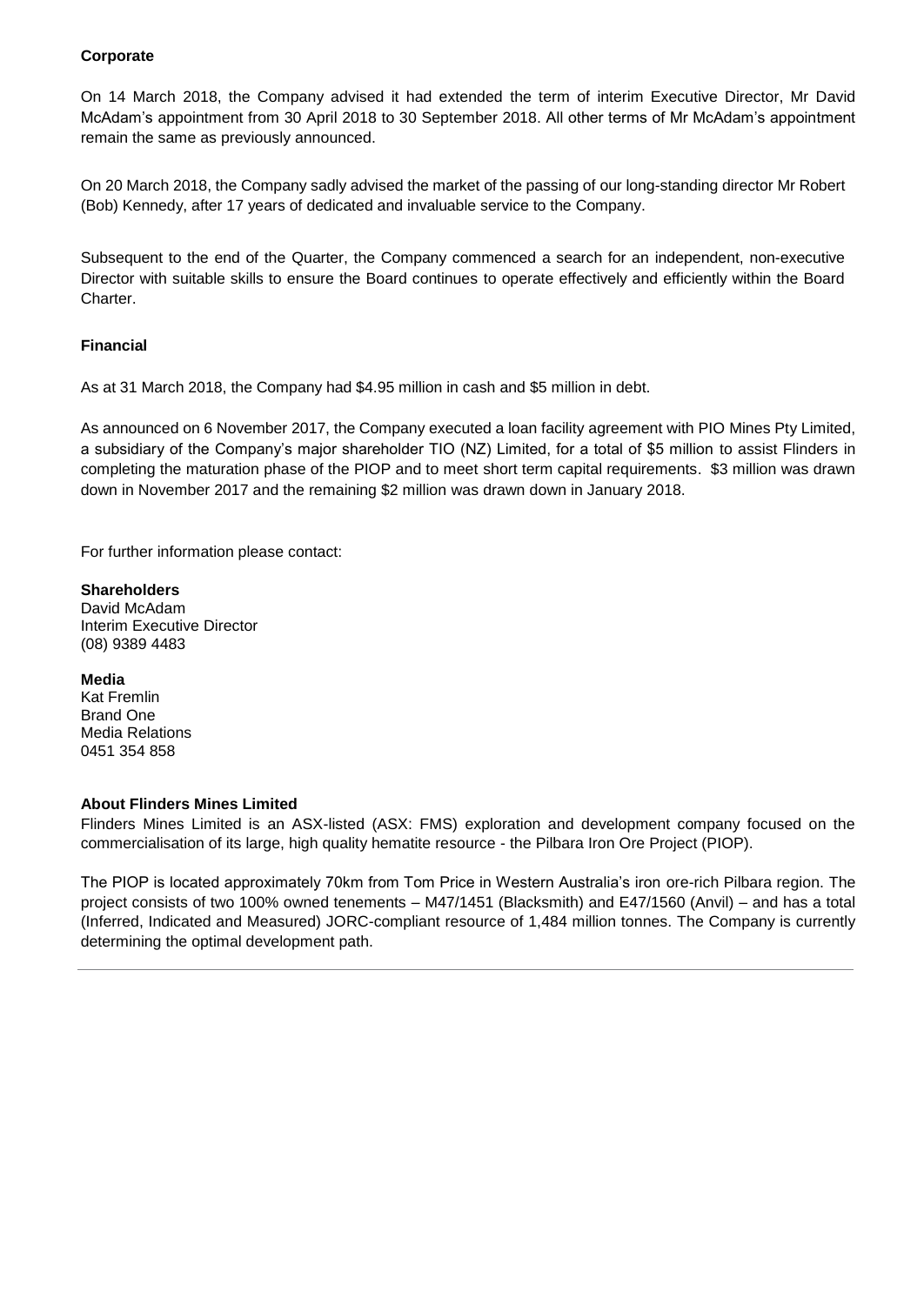**Corporate**

On 14 March 2018, the Company advised it had extended the term of interim Executive Director, Mr David McAdam's appointment from 30 April 2018 to 30 September 2018. All other terms of Mr McAdam's appointment remain the same as previously announced.

On 20 March 2018, the Company sadly advised the market of the passing of our long-standing director Mr Robert (Bob) Kennedy, after 17 years of dedicated and invaluable service to the Company.

Subsequent to the end of the Quarter, the Company commenced a search for an independent, non-executive Director with suitable skills to ensure the Board continues to operate effectively and efficiently within the Board Charter.

**Financial**

As at 31 March 2018, the Company had $4.95 million in cash and $5 million in debt.

As announced on 6 November 2017, the Company executed a loan facility agreement with PIO Mines Pty Limited, a subsidiary of the Company's major shareholder TIO (NZ) Limited, for a total of $5 million to assist Flinders in completing the maturation phase of the PIOP and to meet short term capital requirements. $3 million was drawn down in November 2017 and the remaining $2 million was drawn down in January 2018.

For further information please contact:

**Shareholders**
David McAdam
Interim Executive Director
(08) 9389 4483

**Media**
Kat Fremlin
Brand One
Media Relations
0451 354 858

**About Flinders Mines Limited**

Flinders Mines Limited is an ASX-listed (ASX: FMS) exploration and development company focused on the commercialisation of its large, high quality hematite resource - the Pilbara Iron Ore Project (PIOP).

The PIOP is located approximately 70km from Tom Price in Western Australia's iron ore-rich Pilbara region. The project consists of two 100% owned tenements – M47/1451 (Blacksmith) and E47/1560 (Anvil) – and has a total (Inferred, Indicated and Measured) JORC-compliant resource of 1,484 million tonnes. The Company is currently determining the optimal development path.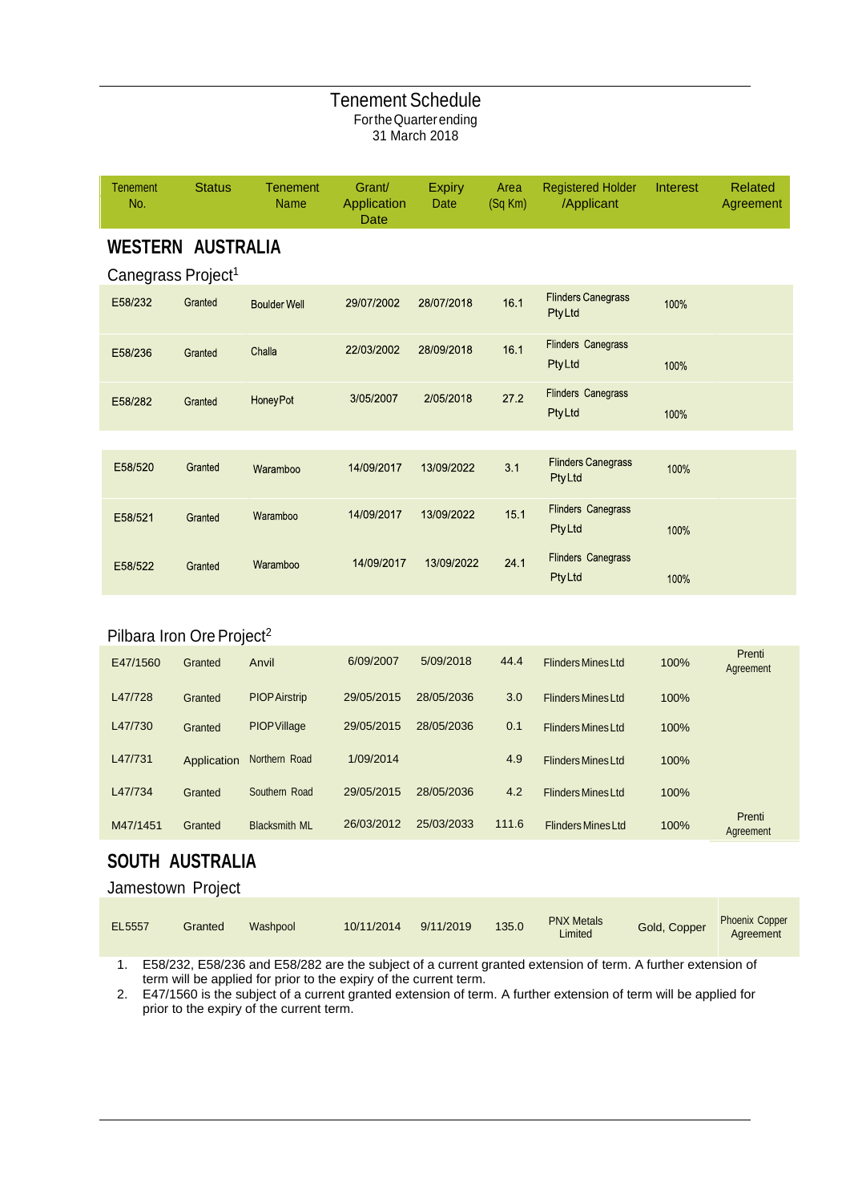# Tenement Schedule

For the Quarter ending
31 March 2018

| Tenement No. | Status | Tenement Name | Grant/ Application Date | Expiry Date | Area (Sq Km) | Registered Holder /Applicant | Interest | Related Agreement |
|---|---|---|---|---|---|---|---|---|
| **WESTERN AUSTRALIA** | | | | | | | | |
| Canegrass Project[1] | | | | | | | | |
| E58/232 | Granted | Boulder Well | 29/07/2002 | 28/07/2018 | 16.1 | Flinders Canegrass Pty Ltd | 100% | |
| E58/236 | Granted | Challa | 22/03/2002 | 28/09/2018 | 16.1 | Flinders Canegrass Pty Ltd | 100% | |
| E58/282 | Granted | Honey Pot | 3/05/2007 | 2/05/2018 | 27.2 | Flinders Canegrass Pty Ltd | 100% | |
| E58/520 | Granted | Waramboo | 14/09/2017 | 13/09/2022 | 3.1 | Flinders Canegrass Pty Ltd | 100% | |
| E58/521 | Granted | Waramboo | 14/09/2017 | 13/09/2022 | 15.1 | Flinders Canegrass Pty Ltd | 100% | |
| E58/522 | Granted | Waramboo | 14/09/2017 | 13/09/2022 | 24.1 | Flinders Canegrass Pty Ltd | 100% | |
| Pilbara Iron Ore Project[2] | | | | | | | | |
| E47/1560 | Granted | Anvil | 6/09/2007 | 5/09/2018 | 44.4 | Flinders Mines Ltd | 100% | Prenti Agreement |
| L47/728 | Granted | PIOP Airstrip | 29/05/2015 | 28/05/2036 | 3.0 | Flinders Mines Ltd | 100% | |
| L47/730 | Granted | PIOP Village | 29/05/2015 | 28/05/2036 | 0.1 | Flinders Mines Ltd | 100% | |
| L47/731 | Application | Northern Road | 1/09/2014 | | 4.9 | Flinders Mines Ltd | 100% | |
| L47/734 | Granted | Southern Road | 29/05/2015 | 28/05/2036 | 4.2 | Flinders Mines Ltd | 100% | |
| M47/1451 | Granted | Blacksmith ML | 26/03/2012 | 25/03/2033 | 111.6 | Flinders Mines Ltd | 100% | Prenti Agreement |
| **SOUTH AUSTRALIA** | | | | | | | | |
| Jamestown Project | | | | | | | | |
| EL5557 | Granted | Washpool | 10/11/2014 | 9/11/2019 | 135.0 | PNX Metals Limited | Gold, Copper | Phoenix Copper Agreement |

1. E58/232, E58/236 and E58/282 are the subject of a current granted extension of term. A further extension of term will be applied for prior to the expiry of the current term.
2. E47/1560 is the subject of a current granted extension of term. A further extension of term will be applied for prior to the expiry of the current term.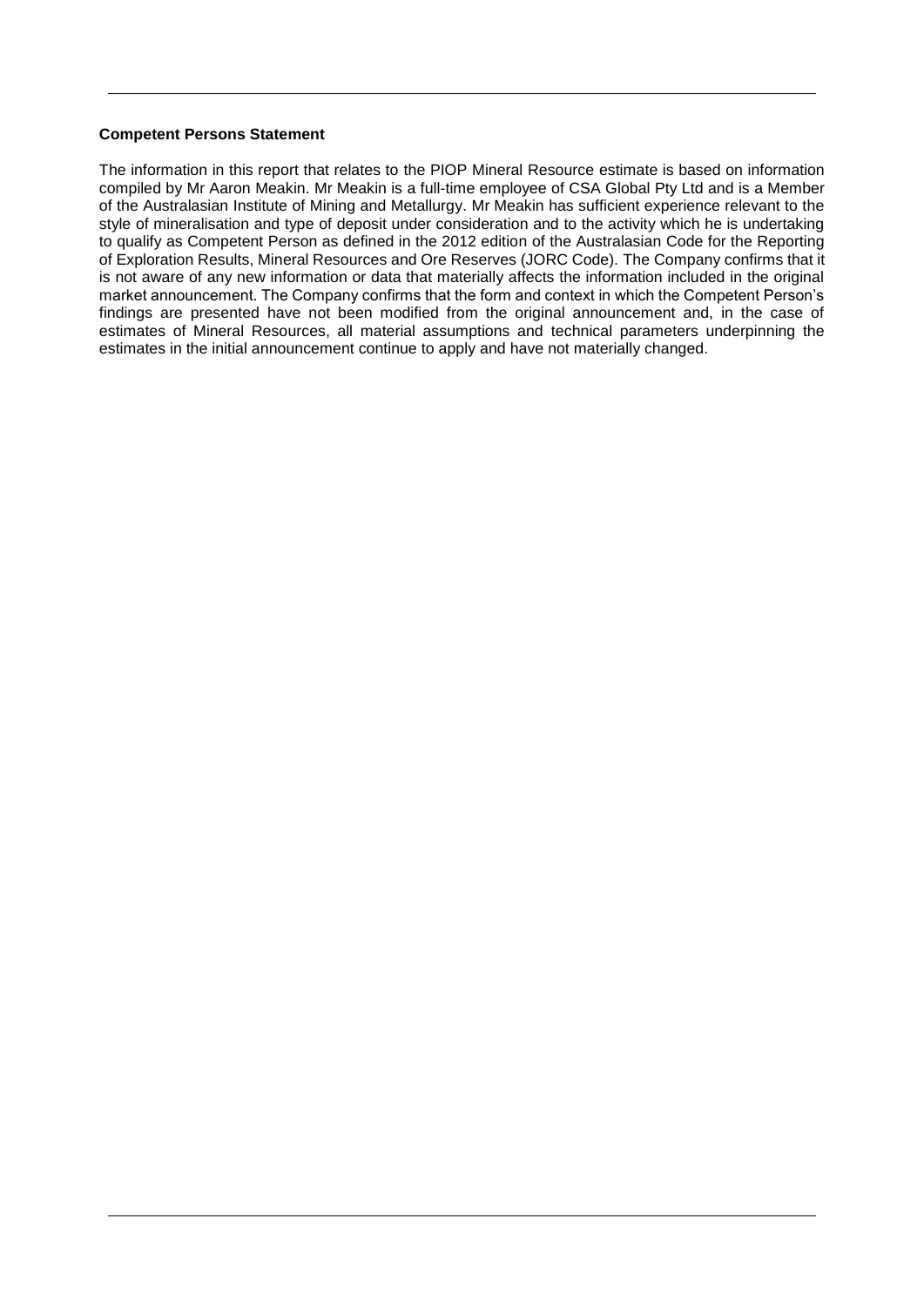**Competent Persons Statement**

The information in this report that relates to the PIOP Mineral Resource estimate is based on information compiled by Mr Aaron Meakin. Mr Meakin is a full-time employee of CSA Global Pty Ltd and is a Member of the Australasian Institute of Mining and Metallurgy. Mr Meakin has sufficient experience relevant to the style of mineralisation and type of deposit under consideration and to the activity which he is undertaking to qualify as Competent Person as defined in the 2012 edition of the Australasian Code for the Reporting of Exploration Results, Mineral Resources and Ore Reserves (JORC Code). The Company confirms that it is not aware of any new information or data that materially affects the information included in the original market announcement. The Company confirms that the form and context in which the Competent Person's findings are presented have not been modified from the original announcement and, in the case of estimates of Mineral Resources, all material assumptions and technical parameters underpinning the estimates in the initial announcement continue to apply and have not materially changed.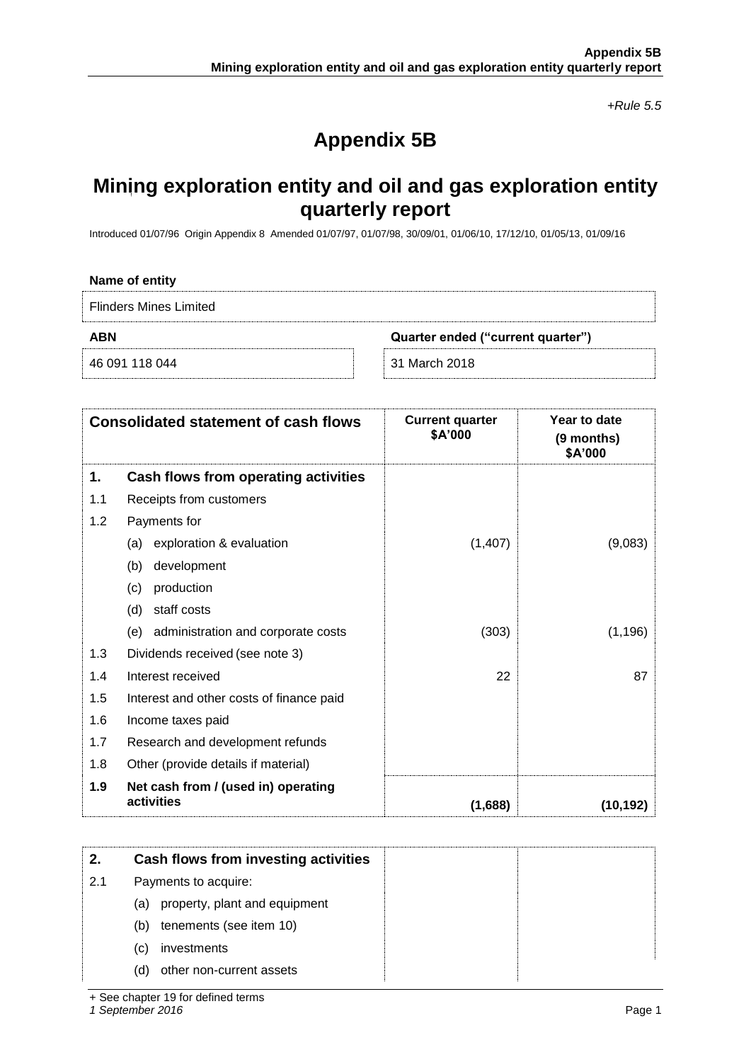*+Rule 5.5*

# Appendix 5B

## Mining exploration entity and oil and gas exploration entity quarterly report

Introduced 01/07/96 Origin Appendix 8 Amended 01/07/97, 01/07/98, 30/09/01, 01/06/10, 17/12/10, 01/05/13, 01/09/16

**Name of entity**

Flinders Mines Limited

| **ABN** | **Quarter ended ("current quarter")** |
|---|---|
| 46 091 118 044 | 31 March 2018 |

| | **Consolidated statement of cash flows** | **Current quarter $A'000** | **Year to date (9 months) $A'000** |
|---|---|---|---|
| **1.** | **Cash flows from operating activities** | | |
| 1.1 | Receipts from customers | | |
| 1.2 | Payments for | | |
| | (a) exploration & evaluation | (1,407) | (9,083) |
| | (b) development | | |
| | (c) production | | |
| | (d) staff costs | | |
| | (e) administration and corporate costs | (303) | (1,196) |
| 1.3 | Dividends received (see note 3) | | |
| 1.4 | Interest received | 22 | 87 |
| 1.5 | Interest and other costs of finance paid | | |
| 1.6 | Income taxes paid | | |
| 1.7 | Research and development refunds | | |
| 1.8 | Other (provide details if material) | | |
| **1.9** | **Net cash from / (used in) operating activities** | **(1,688)** | **(10,192)** |

| | | | |
|---|---|---|---|
| **2.** | **Cash flows from investing activities** | | |
| 2.1 | Payments to acquire: | | |
| | (a) property, plant and equipment | | |
| | (b) tenements (see item 10) | | |
| | (c) investments | | |
| | (d) other non-current assets | | |

+ See chapter 19 for defined terms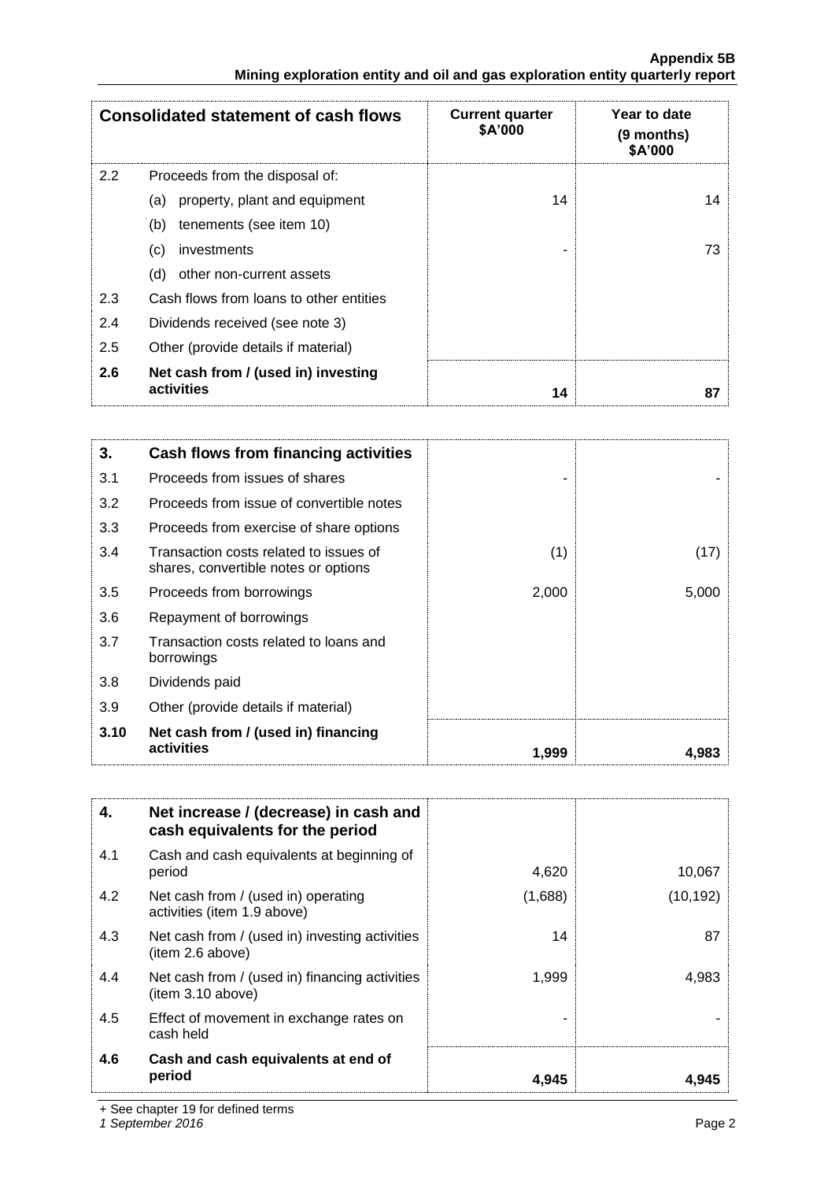| Consolidated statement of cash flows | | Current quarter $A'000 | Year to date (9 months) $A'000 |
|---|---|---|---|
| 2.2 | Proceeds from the disposal of: | | |
| | (a) property, plant and equipment | 14 | 14 |
| | (b) tenements (see item 10) | | |
| | (c) investments | - | 73 |
| | (d) other non-current assets | | |
| 2.3 | Cash flows from loans to other entities | | |
| 2.4 | Dividends received (see note 3) | | |
| 2.5 | Other (provide details if material) | | |
| **2.6** | **Net cash from / (used in) investing activities** | **14** | **87** |

| | | | |
|---|---|---|---|
| **3.** | **Cash flows from financing activities** | | |
| 3.1 | Proceeds from issues of shares | - | - |
| 3.2 | Proceeds from issue of convertible notes | | |
| 3.3 | Proceeds from exercise of share options | | |
| 3.4 | Transaction costs related to issues of shares, convertible notes or options | (1) | (17) |
| 3.5 | Proceeds from borrowings | 2,000 | 5,000 |
| 3.6 | Repayment of borrowings | | |
| 3.7 | Transaction costs related to loans and borrowings | | |
| 3.8 | Dividends paid | | |
| 3.9 | Other (provide details if material) | | |
| **3.10** | **Net cash from / (used in) financing activities** | **1,999** | **4,983** |

| | | | |
|---|---|---|---|
| **4.** | **Net increase / (decrease) in cash and cash equivalents for the period** | | |
| 4.1 | Cash and cash equivalents at beginning of period | 4,620 | 10,067 |
| 4.2 | Net cash from / (used in) operating activities (item 1.9 above) | (1,688) | (10,192) |
| 4.3 | Net cash from / (used in) investing activities (item 2.6 above) | 14 | 87 |
| 4.4 | Net cash from / (used in) financing activities (item 3.10 above) | 1,999 | 4,983 |
| 4.5 | Effect of movement in exchange rates on cash held | - | - |
| **4.6** | **Cash and cash equivalents at end of period** | **4,945** | **4,945** |

+ See chapter 19 for defined terms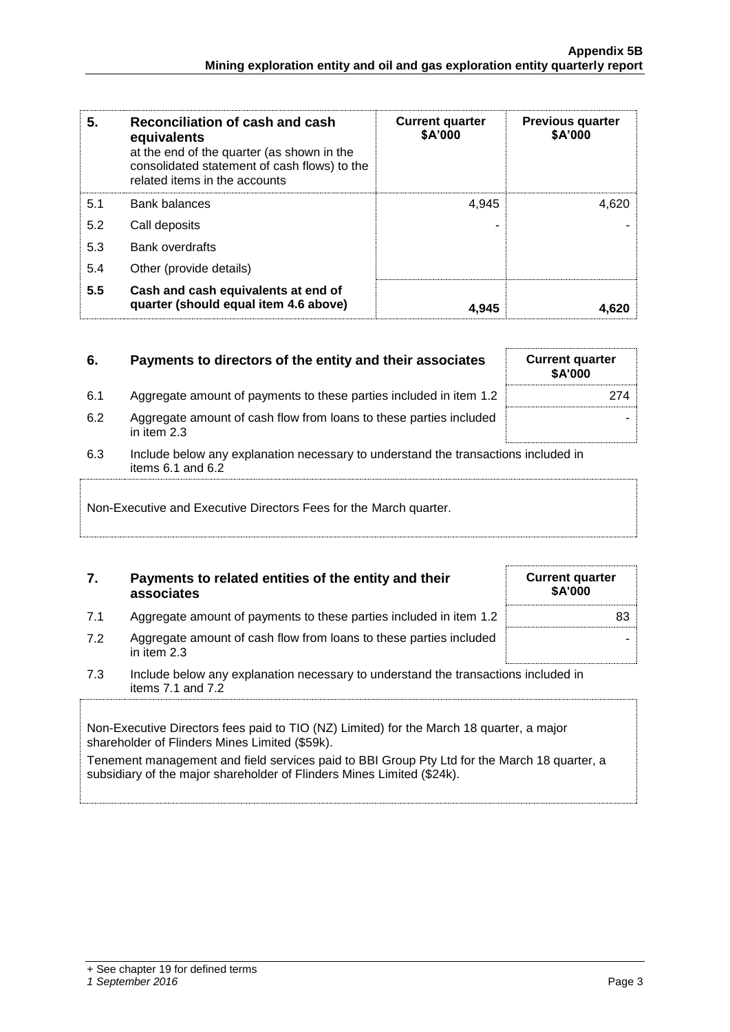| 5. | Reconciliation of cash and cash equivalents at the end of the quarter (as shown in the consolidated statement of cash flows) to the related items in the accounts | Current quarter \$A'000 | Previous quarter \$A'000 |
|---|---|---|---|
| 5.1 | Bank balances | 4,945 | 4,620 |
| 5.2 | Call deposits | - | - |
| 5.3 | Bank overdrafts | | |
| 5.4 | Other (provide details) | | |
| **5.5** | **Cash and cash equivalents at end of quarter (should equal item 4.6 above)** | **4,945** | **4,620** |

| 6. | Payments to directors of the entity and their associates | Current quarter \$A'000 |
|---|---|---|
| 6.1 | Aggregate amount of payments to these parties included in item 1.2 | 274 |
| 6.2 | Aggregate amount of cash flow from loans to these parties included in item 2.3 | - |

6.3 Include below any explanation necessary to understand the transactions included in items 6.1 and 6.2

Non-Executive and Executive Directors Fees for the March quarter.

| 7. | Payments to related entities of the entity and their associates | Current quarter \$A'000 |
|---|---|---|
| 7.1 | Aggregate amount of payments to these parties included in item 1.2 | 83 |
| 7.2 | Aggregate amount of cash flow from loans to these parties included in item 2.3 | - |

7.3 Include below any explanation necessary to understand the transactions included in items 7.1 and 7.2

Non-Executive Directors fees paid to TIO (NZ) Limited) for the March 18 quarter, a major shareholder of Flinders Mines Limited (\$59k).

Tenement management and field services paid to BBI Group Pty Ltd for the March 18 quarter, a subsidiary of the major shareholder of Flinders Mines Limited (\$24k).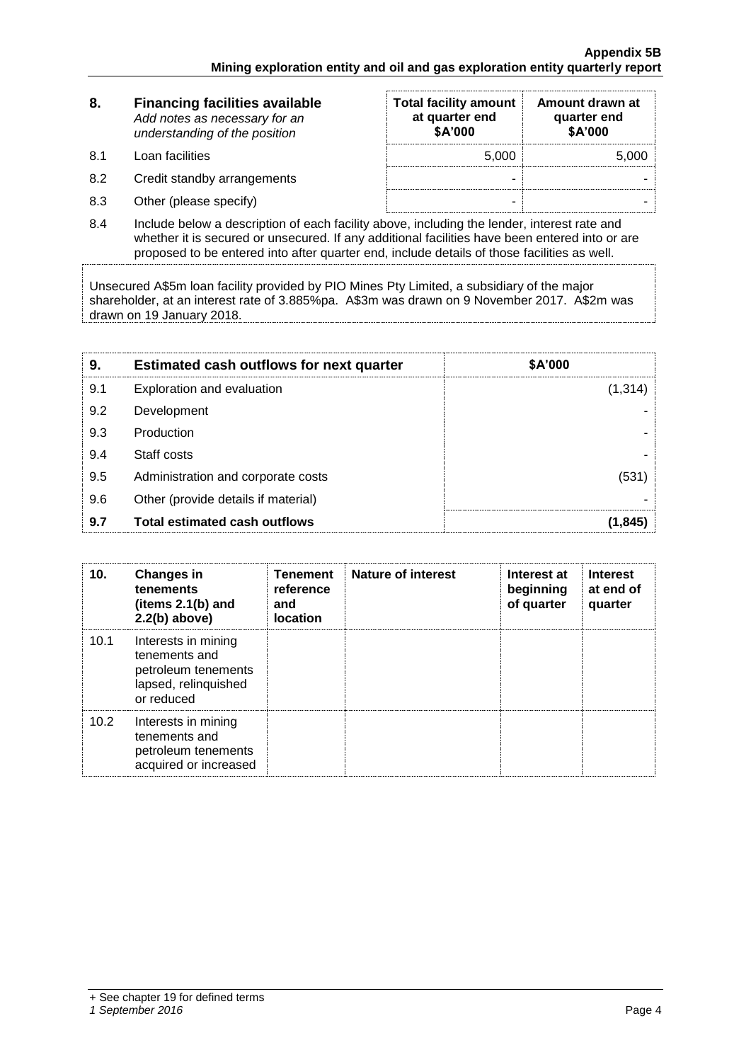| 8. | Financing facilities available *Add notes as necessary for an understanding of the position* | Total facility amount at quarter end $A'000 | Amount drawn at quarter end $A'000 |
|---|---|---|---|
| 8.1 | Loan facilities | 5,000 | 5,000 |
| 8.2 | Credit standby arrangements | - | - |
| 8.3 | Other (please specify) | - | - |

8.4 Include below a description of each facility above, including the lender, interest rate and whether it is secured or unsecured. If any additional facilities have been entered into or are proposed to be entered into after quarter end, include details of those facilities as well.

Unsecured A$5m loan facility provided by PIO Mines Pty Limited, a subsidiary of the major shareholder, at an interest rate of 3.885%pa. A$3m was drawn on 9 November 2017. A$2m was drawn on 19 January 2018.

| 9. | Estimated cash outflows for next quarter | $A'000 |
|---|---|---|
| 9.1 | Exploration and evaluation | (1,314) |
| 9.2 | Development | - |
| 9.3 | Production | - |
| 9.4 | Staff costs | - |
| 9.5 | Administration and corporate costs | (531) |
| 9.6 | Other (provide details if material) | - |
| **9.7** | **Total estimated cash outflows** | **(1,845)** |

| 10. | Changes in tenements (items 2.1(b) and 2.2(b) above) | Tenement reference and location | Nature of interest | Interest at beginning of quarter | Interest at end of quarter |
|---|---|---|---|---|---|
| 10.1 | Interests in mining tenements and petroleum tenements lapsed, relinquished or reduced | | | | |
| 10.2 | Interests in mining tenements and petroleum tenements acquired or increased | | | | |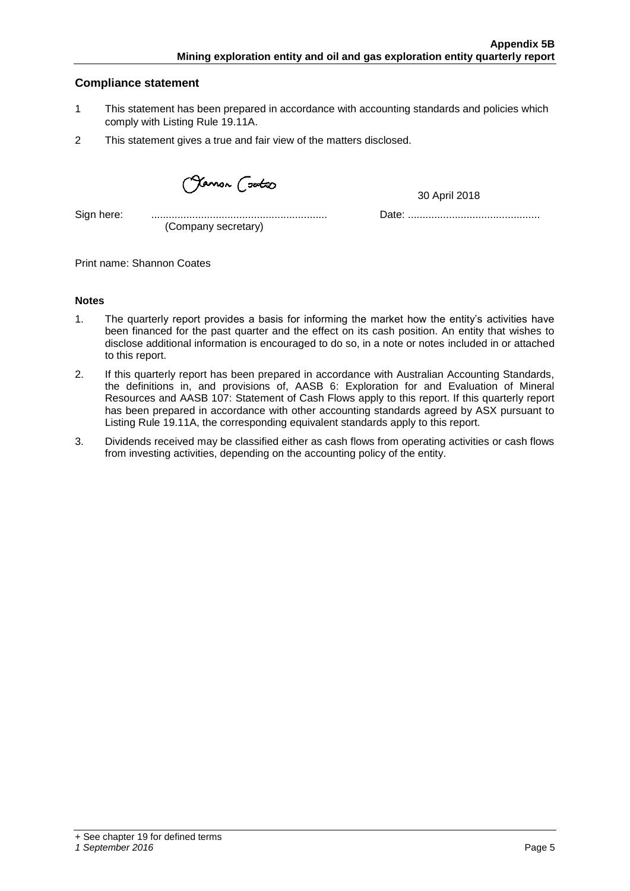## Compliance statement

1. This statement has been prepared in accordance with accounting standards and policies which comply with Listing Rule 19.11A.
2. This statement gives a true and fair view of the matters disclosed.

Sign here: ............................................................ (Company secretary)

Date: 30 April 2018

Print name: Shannon Coates

### Notes

1. The quarterly report provides a basis for informing the market how the entity's activities have been financed for the past quarter and the effect on its cash position. An entity that wishes to disclose additional information is encouraged to do so, in a note or notes included in or attached to this report.
2. If this quarterly report has been prepared in accordance with Australian Accounting Standards, the definitions in, and provisions of, AASB 6: Exploration for and Evaluation of Mineral Resources and AASB 107: Statement of Cash Flows apply to this report. If this quarterly report has been prepared in accordance with other accounting standards agreed by ASX pursuant to Listing Rule 19.11A, the corresponding equivalent standards apply to this report.
3. Dividends received may be classified either as cash flows from operating activities or cash flows from investing activities, depending on the accounting policy of the entity.